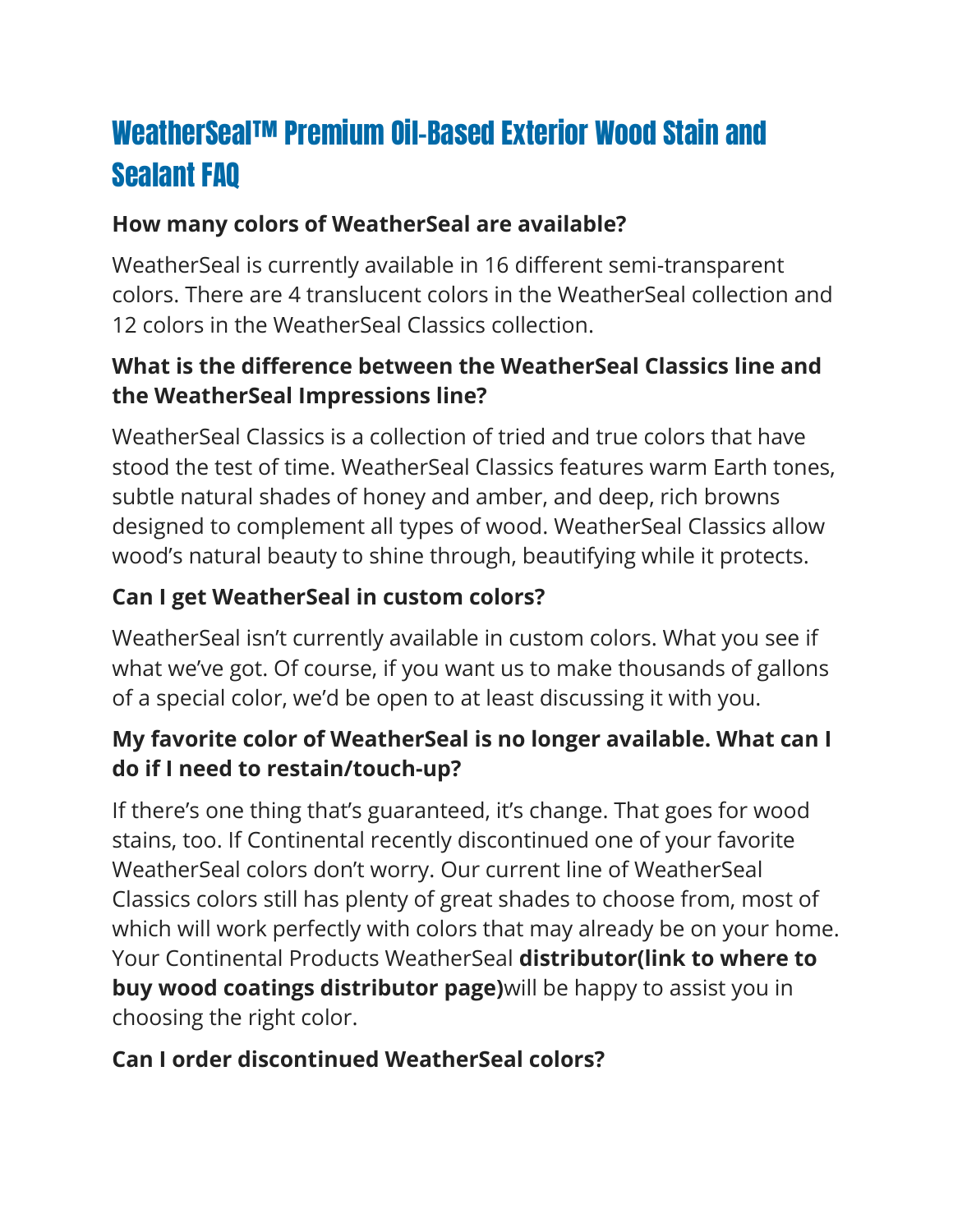# WeatherSeal™ Premium Oil-Based Exterior Wood Stain and Sealant FAQ

**How many colors of WeatherSeal are available?**

WeatherSeal is currently available in 16 different semi-transparent colors. There are 4 translucent colors in the WeatherSeal collection and 12 colors in the WeatherSeal Classics collection.

**What is the difference between the WeatherSeal Classics line and the WeatherSeal Impressions line?**

WeatherSeal Classics is a collection of tried and true colors that have stood the test of time. WeatherSeal Classics features warm Earth tones, subtle natural shades of honey and amber, and deep, rich browns designed to complement all types of wood. WeatherSeal Classics allow wood's natural beauty to shine through, beautifying while it protects.

**Can I get WeatherSeal in custom colors?**

WeatherSeal isn't currently available in custom colors. What you see if what we've got. Of course, if you want us to make thousands of gallons of a special color, we'd be open to at least discussing it with you.

**My favorite color of WeatherSeal is no longer available. What can I do if I need to restain/touch-up?**

If there's one thing that's guaranteed, it's change. That goes for wood stains, too. If Continental recently discontinued one of your favorite WeatherSeal colors don't worry. Our current line of WeatherSeal Classics colors still has plenty of great shades to choose from, most of which will work perfectly with colors that may already be on your home. Your Continental Products WeatherSeal **distributor(link to where to buy wood coatings distributor page)**will be happy to assist you in choosing the right color.

**Can I order discontinued WeatherSeal colors?**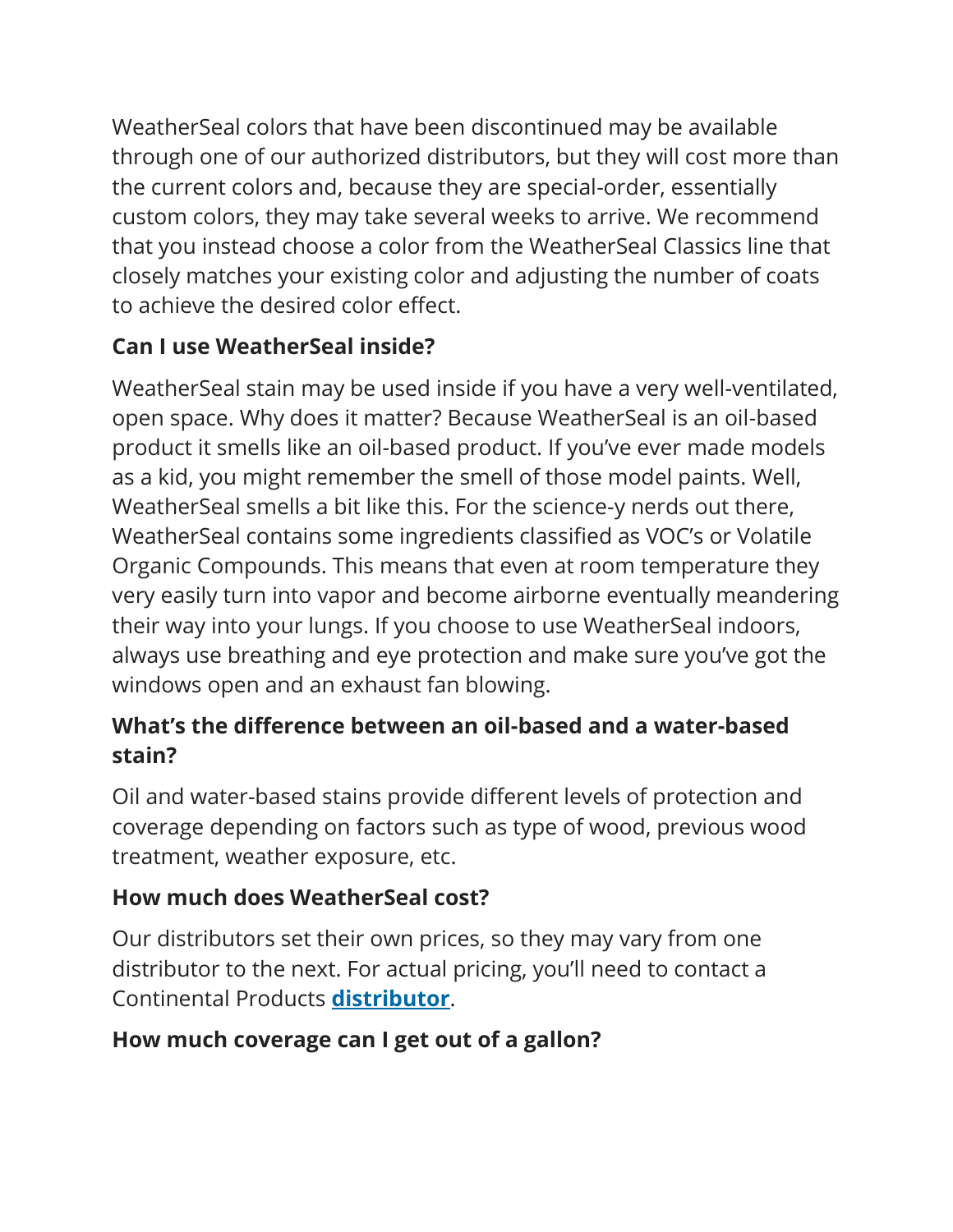WeatherSeal colors that have been discontinued may be available through one of our authorized distributors, but they will cost more than the current colors and, because they are special-order, essentially custom colors, they may take several weeks to arrive. We recommend that you instead choose a color from the WeatherSeal Classics line that closely matches your existing color and adjusting the number of coats to achieve the desired color effect.

### Can I use WeatherSeal inside?

WeatherSeal stain may be used inside if you have a very well-ventilated, open space. Why does it matter? Because WeatherSeal is an oil-based product it smells like an oil-based product. If you've ever made models as a kid, you might remember the smell of those model paints. Well, WeatherSeal smells a bit like this. For the science-y nerds out there, WeatherSeal contains some ingredients classified as VOC's or Volatile Organic Compounds. This means that even at room temperature they very easily turn into vapor and become airborne eventually meandering their way into your lungs. If you choose to use WeatherSeal indoors, always use breathing and eye protection and make sure you've got the windows open and an exhaust fan blowing.

### What's the difference between an oil-based and a water-based stain?

Oil and water-based stains provide different levels of protection and coverage depending on factors such as type of wood, previous wood treatment, weather exposure, etc.

### How much does WeatherSeal cost?

Our distributors set their own prices, so they may vary from one distributor to the next. For actual pricing, you'll need to contact a Continental Products **distributor**.

### How much coverage can I get out of a gallon?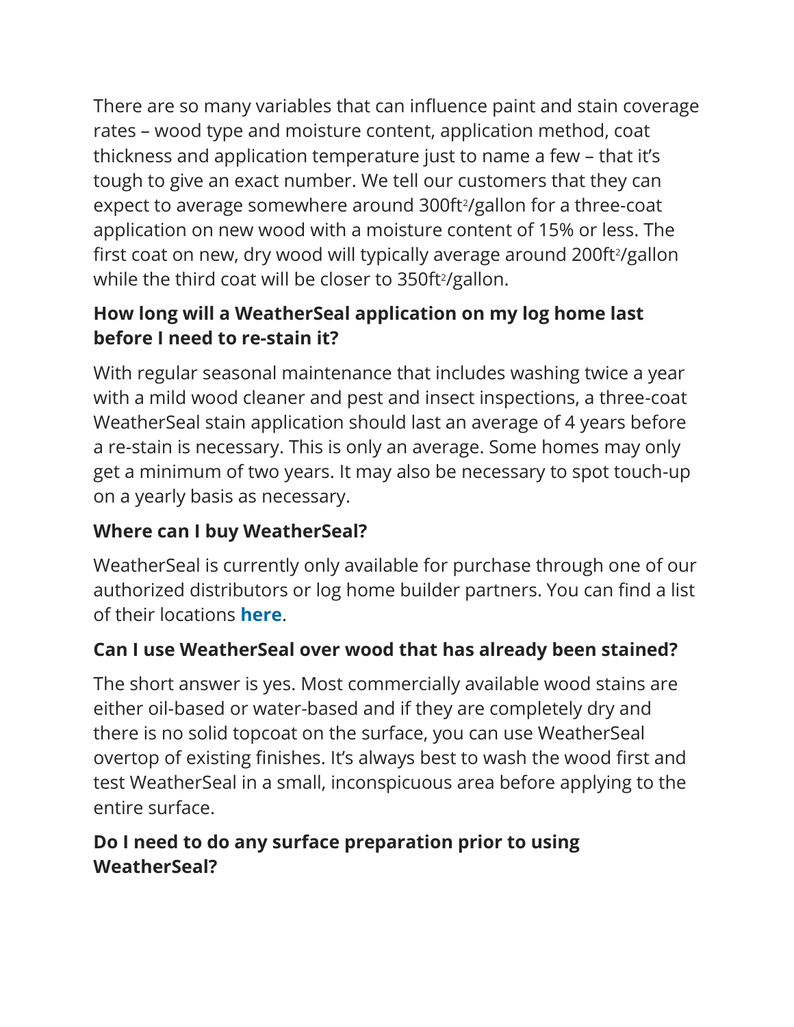There are so many variables that can influence paint and stain coverage rates – wood type and moisture content, application method, coat thickness and application temperature just to name a few – that it's tough to give an exact number. We tell our customers that they can expect to average somewhere around 300ft$^2$/gallon for a three-coat application on new wood with a moisture content of 15% or less. The first coat on new, dry wood will typically average around 200ft$^2$/gallon while the third coat will be closer to 350ft$^2$/gallon.

### How long will a WeatherSeal application on my log home last before I need to re-stain it?

With regular seasonal maintenance that includes washing twice a year with a mild wood cleaner and pest and insect inspections, a three-coat WeatherSeal stain application should last an average of 4 years before a re-stain is necessary. This is only an average. Some homes may only get a minimum of two years. It may also be necessary to spot touch-up on a yearly basis as necessary.

### Where can I buy WeatherSeal?

WeatherSeal is currently only available for purchase through one of our authorized distributors or log home builder partners. You can find a list of their locations **here**.

### Can I use WeatherSeal over wood that has already been stained?

The short answer is yes. Most commercially available wood stains are either oil-based or water-based and if they are completely dry and there is no solid topcoat on the surface, you can use WeatherSeal overtop of existing finishes. It's always best to wash the wood first and test WeatherSeal in a small, inconspicuous area before applying to the entire surface.

### Do I need to do any surface preparation prior to using WeatherSeal?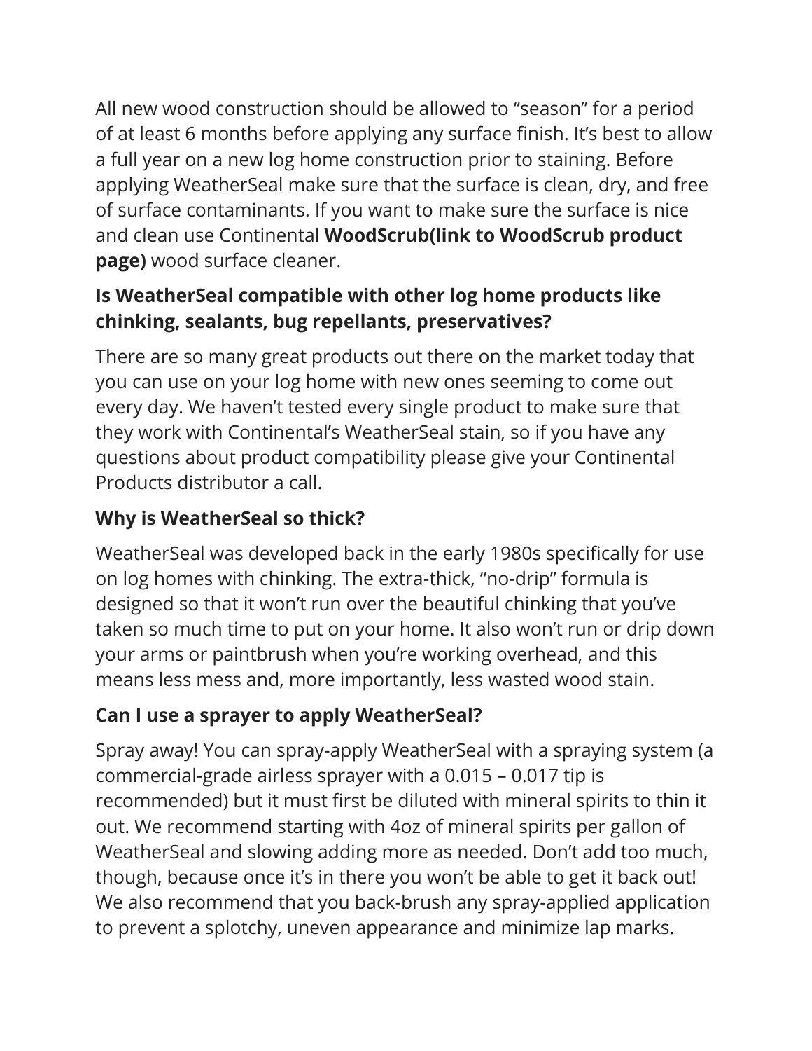All new wood construction should be allowed to "season" for a period of at least 6 months before applying any surface finish. It's best to allow a full year on a new log home construction prior to staining. Before applying WeatherSeal make sure that the surface is clean, dry, and free of surface contaminants. If you want to make sure the surface is nice and clean use Continental **WoodScrub(link to WoodScrub product page)** wood surface cleaner.

### Is WeatherSeal compatible with other log home products like chinking, sealants, bug repellants, preservatives?

There are so many great products out there on the market today that you can use on your log home with new ones seeming to come out every day. We haven't tested every single product to make sure that they work with Continental's WeatherSeal stain, so if you have any questions about product compatibility please give your Continental Products distributor a call.

### Why is WeatherSeal so thick?

WeatherSeal was developed back in the early 1980s specifically for use on log homes with chinking. The extra-thick, "no-drip" formula is designed so that it won't run over the beautiful chinking that you've taken so much time to put on your home. It also won't run or drip down your arms or paintbrush when you're working overhead, and this means less mess and, more importantly, less wasted wood stain.

### Can I use a sprayer to apply WeatherSeal?

Spray away! You can spray-apply WeatherSeal with a spraying system (a commercial-grade airless sprayer with a 0.015 – 0.017 tip is recommended) but it must first be diluted with mineral spirits to thin it out. We recommend starting with 4oz of mineral spirits per gallon of WeatherSeal and slowing adding more as needed. Don't add too much, though, because once it's in there you won't be able to get it back out! We also recommend that you back-brush any spray-applied application to prevent a splotchy, uneven appearance and minimize lap marks.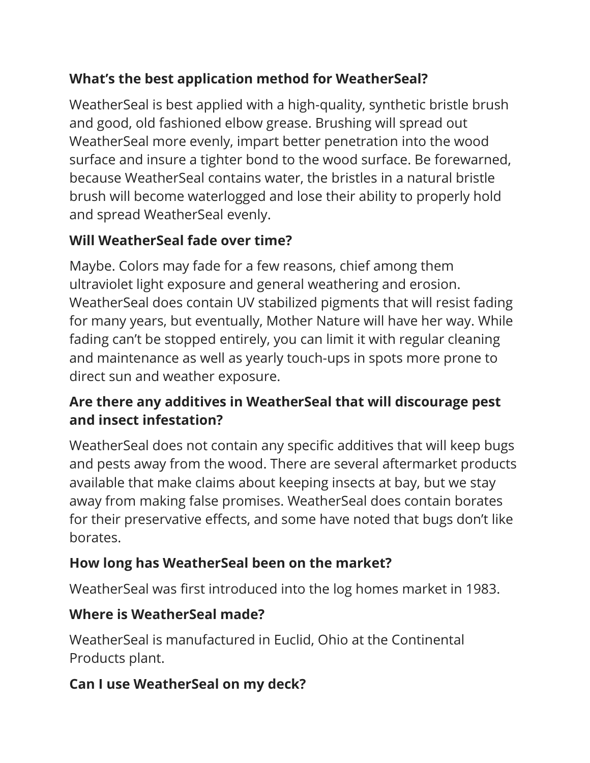**What's the best application method for WeatherSeal?**

WeatherSeal is best applied with a high-quality, synthetic bristle brush and good, old fashioned elbow grease. Brushing will spread out WeatherSeal more evenly, impart better penetration into the wood surface and insure a tighter bond to the wood surface. Be forewarned, because WeatherSeal contains water, the bristles in a natural bristle brush will become waterlogged and lose their ability to properly hold and spread WeatherSeal evenly.

**Will WeatherSeal fade over time?**

Maybe. Colors may fade for a few reasons, chief among them ultraviolet light exposure and general weathering and erosion. WeatherSeal does contain UV stabilized pigments that will resist fading for many years, but eventually, Mother Nature will have her way. While fading can't be stopped entirely, you can limit it with regular cleaning and maintenance as well as yearly touch-ups in spots more prone to direct sun and weather exposure.

**Are there any additives in WeatherSeal that will discourage pest and insect infestation?**

WeatherSeal does not contain any specific additives that will keep bugs and pests away from the wood. There are several aftermarket products available that make claims about keeping insects at bay, but we stay away from making false promises. WeatherSeal does contain borates for their preservative effects, and some have noted that bugs don't like borates.

**How long has WeatherSeal been on the market?**

WeatherSeal was first introduced into the log homes market in 1983.

**Where is WeatherSeal made?**

WeatherSeal is manufactured in Euclid, Ohio at the Continental Products plant.

**Can I use WeatherSeal on my deck?**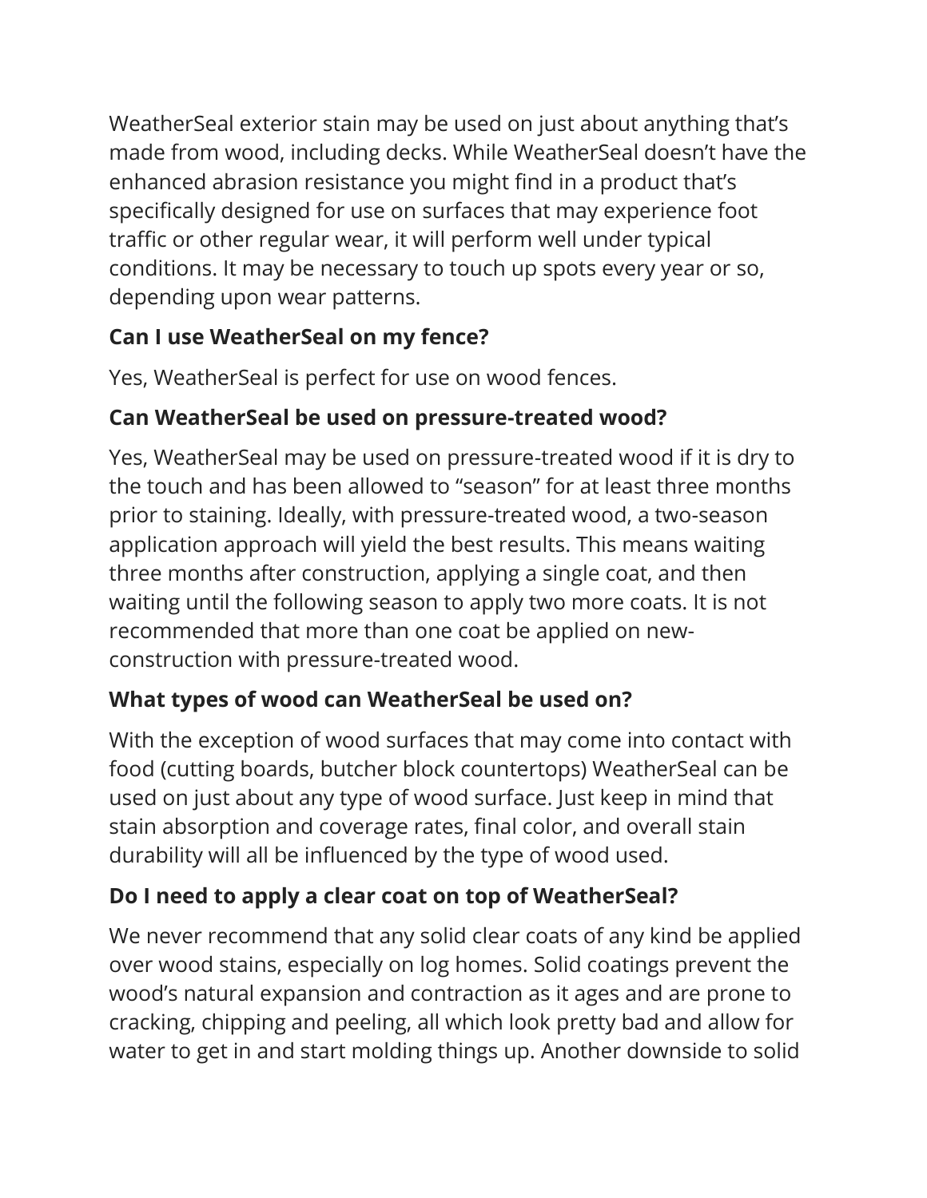WeatherSeal exterior stain may be used on just about anything that's made from wood, including decks. While WeatherSeal doesn't have the enhanced abrasion resistance you might find in a product that's specifically designed for use on surfaces that may experience foot traffic or other regular wear, it will perform well under typical conditions. It may be necessary to touch up spots every year or so, depending upon wear patterns.

**Can I use WeatherSeal on my fence?**

Yes, WeatherSeal is perfect for use on wood fences.

**Can WeatherSeal be used on pressure-treated wood?**

Yes, WeatherSeal may be used on pressure-treated wood if it is dry to the touch and has been allowed to "season" for at least three months prior to staining. Ideally, with pressure-treated wood, a two-season application approach will yield the best results. This means waiting three months after construction, applying a single coat, and then waiting until the following season to apply two more coats. It is not recommended that more than one coat be applied on new-construction with pressure-treated wood.

**What types of wood can WeatherSeal be used on?**

With the exception of wood surfaces that may come into contact with food (cutting boards, butcher block countertops) WeatherSeal can be used on just about any type of wood surface. Just keep in mind that stain absorption and coverage rates, final color, and overall stain durability will all be influenced by the type of wood used.

**Do I need to apply a clear coat on top of WeatherSeal?**

We never recommend that any solid clear coats of any kind be applied over wood stains, especially on log homes. Solid coatings prevent the wood's natural expansion and contraction as it ages and are prone to cracking, chipping and peeling, all which look pretty bad and allow for water to get in and start molding things up. Another downside to solid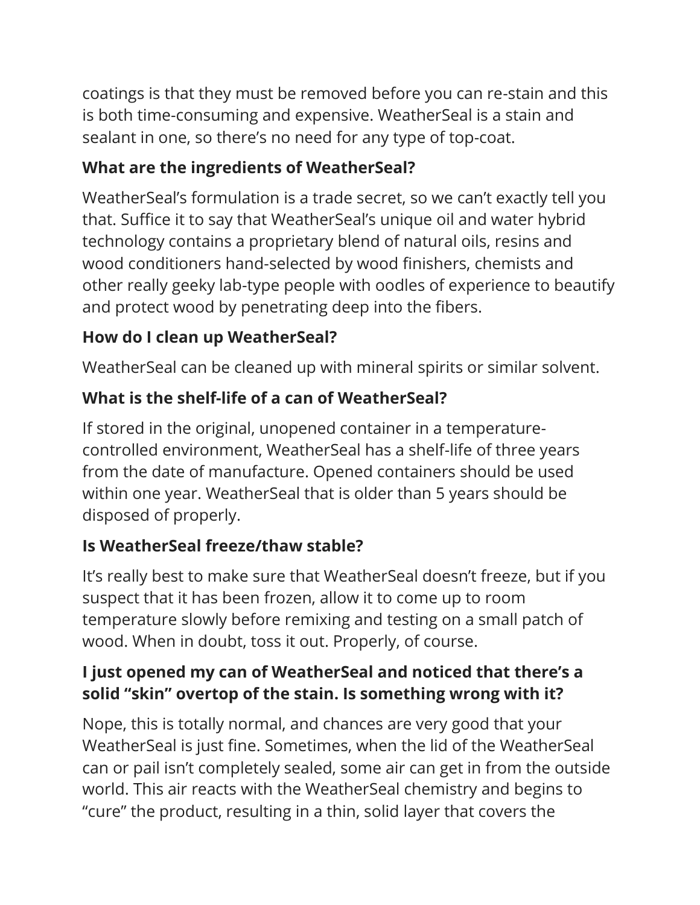coatings is that they must be removed before you can re-stain and this is both time-consuming and expensive. WeatherSeal is a stain and sealant in one, so there's no need for any type of top-coat.

**What are the ingredients of WeatherSeal?**

WeatherSeal's formulation is a trade secret, so we can't exactly tell you that. Suffice it to say that WeatherSeal's unique oil and water hybrid technology contains a proprietary blend of natural oils, resins and wood conditioners hand-selected by wood finishers, chemists and other really geeky lab-type people with oodles of experience to beautify and protect wood by penetrating deep into the fibers.

**How do I clean up WeatherSeal?**

WeatherSeal can be cleaned up with mineral spirits or similar solvent.

**What is the shelf-life of a can of WeatherSeal?**

If stored in the original, unopened container in a temperature-controlled environment, WeatherSeal has a shelf-life of three years from the date of manufacture. Opened containers should be used within one year. WeatherSeal that is older than 5 years should be disposed of properly.

**Is WeatherSeal freeze/thaw stable?**

It's really best to make sure that WeatherSeal doesn't freeze, but if you suspect that it has been frozen, allow it to come up to room temperature slowly before remixing and testing on a small patch of wood. When in doubt, toss it out. Properly, of course.

**I just opened my can of WeatherSeal and noticed that there's a solid "skin" overtop of the stain. Is something wrong with it?**

Nope, this is totally normal, and chances are very good that your WeatherSeal is just fine. Sometimes, when the lid of the WeatherSeal can or pail isn't completely sealed, some air can get in from the outside world. This air reacts with the WeatherSeal chemistry and begins to "cure" the product, resulting in a thin, solid layer that covers the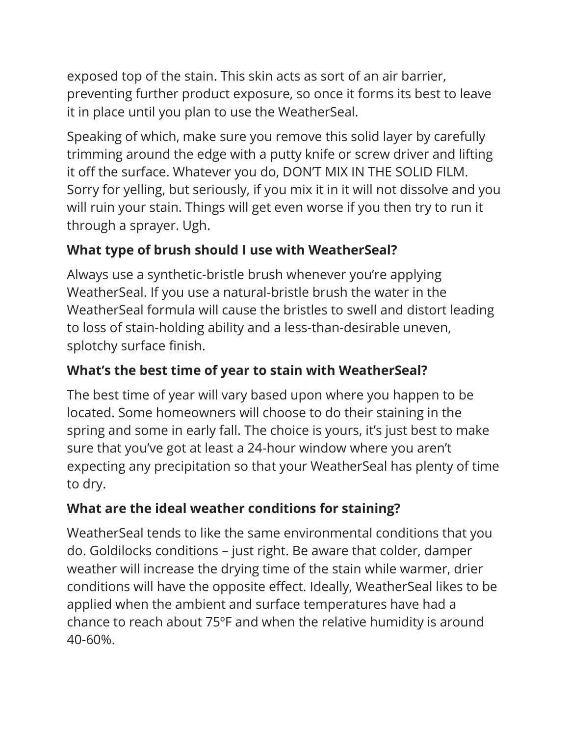exposed top of the stain. This skin acts as sort of an air barrier, preventing further product exposure, so once it forms its best to leave it in place until you plan to use the WeatherSeal.

Speaking of which, make sure you remove this solid layer by carefully trimming around the edge with a putty knife or screw driver and lifting it off the surface. Whatever you do, DON'T MIX IN THE SOLID FILM. Sorry for yelling, but seriously, if you mix it in it will not dissolve and you will ruin your stain. Things will get even worse if you then try to run it through a sprayer. Ugh.

### What type of brush should I use with WeatherSeal?

Always use a synthetic-bristle brush whenever you're applying WeatherSeal. If you use a natural-bristle brush the water in the WeatherSeal formula will cause the bristles to swell and distort leading to loss of stain-holding ability and a less-than-desirable uneven, splotchy surface finish.

### What's the best time of year to stain with WeatherSeal?

The best time of year will vary based upon where you happen to be located. Some homeowners will choose to do their staining in the spring and some in early fall. The choice is yours, it's just best to make sure that you've got at least a 24-hour window where you aren't expecting any precipitation so that your WeatherSeal has plenty of time to dry.

### What are the ideal weather conditions for staining?

WeatherSeal tends to like the same environmental conditions that you do. Goldilocks conditions – just right. Be aware that colder, damper weather will increase the drying time of the stain while warmer, drier conditions will have the opposite effect. Ideally, WeatherSeal likes to be applied when the ambient and surface temperatures have had a chance to reach about 75ºF and when the relative humidity is around 40-60%.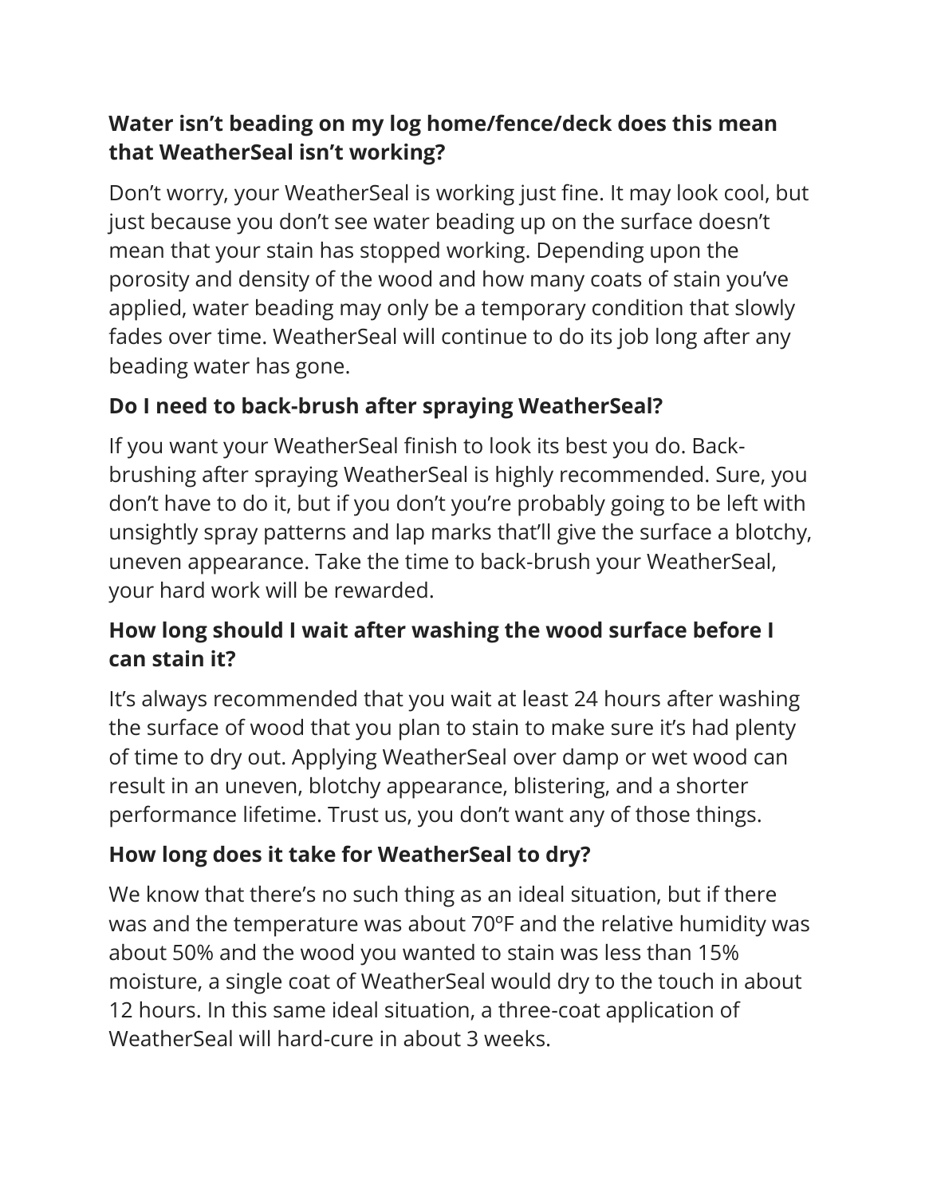**Water isn't beading on my log home/fence/deck does this mean that WeatherSeal isn't working?**

Don't worry, your WeatherSeal is working just fine. It may look cool, but just because you don't see water beading up on the surface doesn't mean that your stain has stopped working. Depending upon the porosity and density of the wood and how many coats of stain you've applied, water beading may only be a temporary condition that slowly fades over time. WeatherSeal will continue to do its job long after any beading water has gone.

**Do I need to back-brush after spraying WeatherSeal?**

If you want your WeatherSeal finish to look its best you do. Back-brushing after spraying WeatherSeal is highly recommended. Sure, you don't have to do it, but if you don't you're probably going to be left with unsightly spray patterns and lap marks that'll give the surface a blotchy, uneven appearance. Take the time to back-brush your WeatherSeal, your hard work will be rewarded.

**How long should I wait after washing the wood surface before I can stain it?**

It's always recommended that you wait at least 24 hours after washing the surface of wood that you plan to stain to make sure it's had plenty of time to dry out. Applying WeatherSeal over damp or wet wood can result in an uneven, blotchy appearance, blistering, and a shorter performance lifetime. Trust us, you don't want any of those things.

**How long does it take for WeatherSeal to dry?**

We know that there's no such thing as an ideal situation, but if there was and the temperature was about 70ºF and the relative humidity was about 50% and the wood you wanted to stain was less than 15% moisture, a single coat of WeatherSeal would dry to the touch in about 12 hours. In this same ideal situation, a three-coat application of WeatherSeal will hard-cure in about 3 weeks.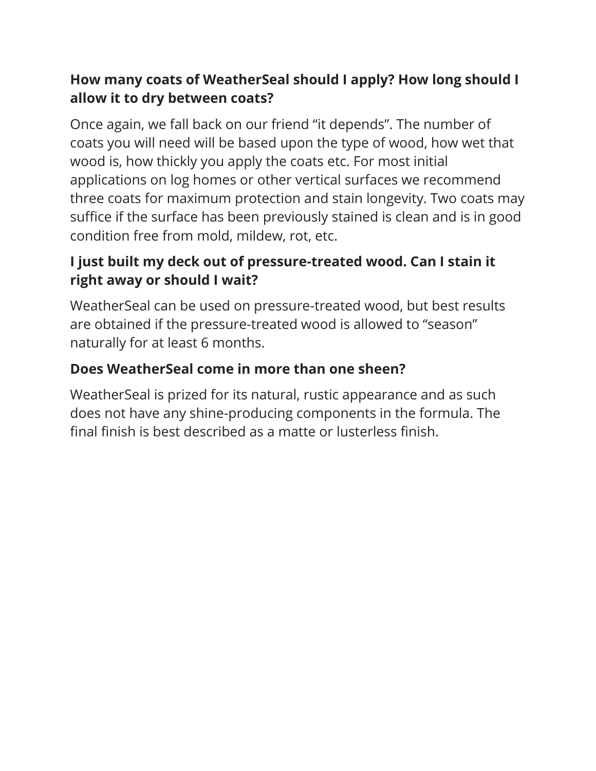**How many coats of WeatherSeal should I apply? How long should I allow it to dry between coats?**

Once again, we fall back on our friend “it depends”. The number of coats you will need will be based upon the type of wood, how wet that wood is, how thickly you apply the coats etc. For most initial applications on log homes or other vertical surfaces we recommend three coats for maximum protection and stain longevity. Two coats may suffice if the surface has been previously stained is clean and is in good condition free from mold, mildew, rot, etc.

**I just built my deck out of pressure-treated wood. Can I stain it right away or should I wait?**

WeatherSeal can be used on pressure-treated wood, but best results are obtained if the pressure-treated wood is allowed to “season” naturally for at least 6 months.

**Does WeatherSeal come in more than one sheen?**

WeatherSeal is prized for its natural, rustic appearance and as such does not have any shine-producing components in the formula. The final finish is best described as a matte or lusterless finish.